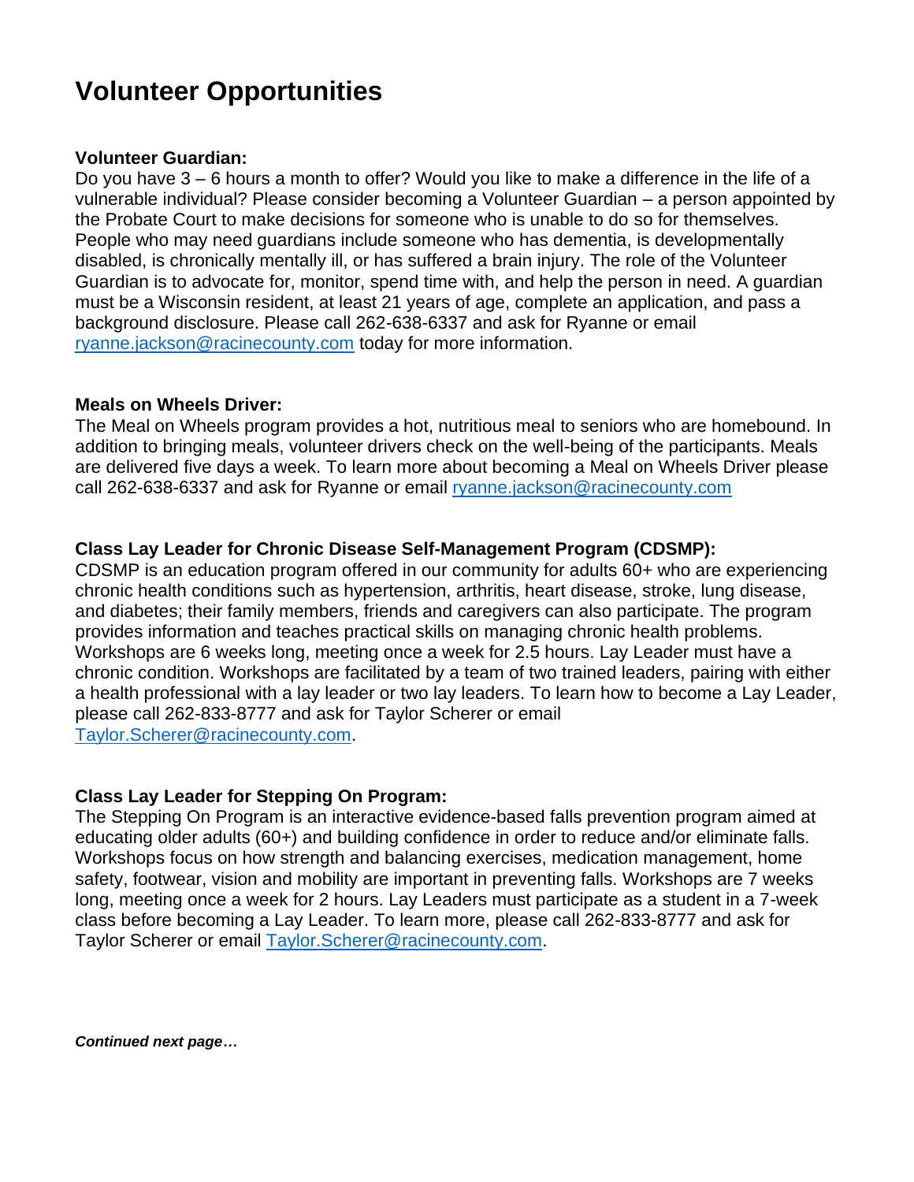# Volunteer Opportunities

**Volunteer Guardian:**
Do you have 3 – 6 hours a month to offer? Would you like to make a difference in the life of a vulnerable individual? Please consider becoming a Volunteer Guardian – a person appointed by the Probate Court to make decisions for someone who is unable to do so for themselves. People who may need guardians include someone who has dementia, is developmentally disabled, is chronically mentally ill, or has suffered a brain injury. The role of the Volunteer Guardian is to advocate for, monitor, spend time with, and help the person in need. A guardian must be a Wisconsin resident, at least 21 years of age, complete an application, and pass a background disclosure. Please call 262-638-6337 and ask for Ryanne or email ryanne.jackson@racinecounty.com today for more information.

**Meals on Wheels Driver:**
The Meal on Wheels program provides a hot, nutritious meal to seniors who are homebound. In addition to bringing meals, volunteer drivers check on the well-being of the participants. Meals are delivered five days a week. To learn more about becoming a Meal on Wheels Driver please call 262-638-6337 and ask for Ryanne or email ryanne.jackson@racinecounty.com

**Class Lay Leader for Chronic Disease Self-Management Program (CDSMP):**
CDSMP is an education program offered in our community for adults 60+ who are experiencing chronic health conditions such as hypertension, arthritis, heart disease, stroke, lung disease, and diabetes; their family members, friends and caregivers can also participate. The program provides information and teaches practical skills on managing chronic health problems. Workshops are 6 weeks long, meeting once a week for 2.5 hours. Lay Leader must have a chronic condition. Workshops are facilitated by a team of two trained leaders, pairing with either a health professional with a lay leader or two lay leaders. To learn how to become a Lay Leader, please call 262-833-8777 and ask for Taylor Scherer or email Taylor.Scherer@racinecounty.com.

**Class Lay Leader for Stepping On Program:**
The Stepping On Program is an interactive evidence-based falls prevention program aimed at educating older adults (60+) and building confidence in order to reduce and/or eliminate falls. Workshops focus on how strength and balancing exercises, medication management, home safety, footwear, vision and mobility are important in preventing falls. Workshops are 7 weeks long, meeting once a week for 2 hours. Lay Leaders must participate as a student in a 7-week class before becoming a Lay Leader. To learn more, please call 262-833-8777 and ask for Taylor Scherer or email Taylor.Scherer@racinecounty.com.

***Continued next page…***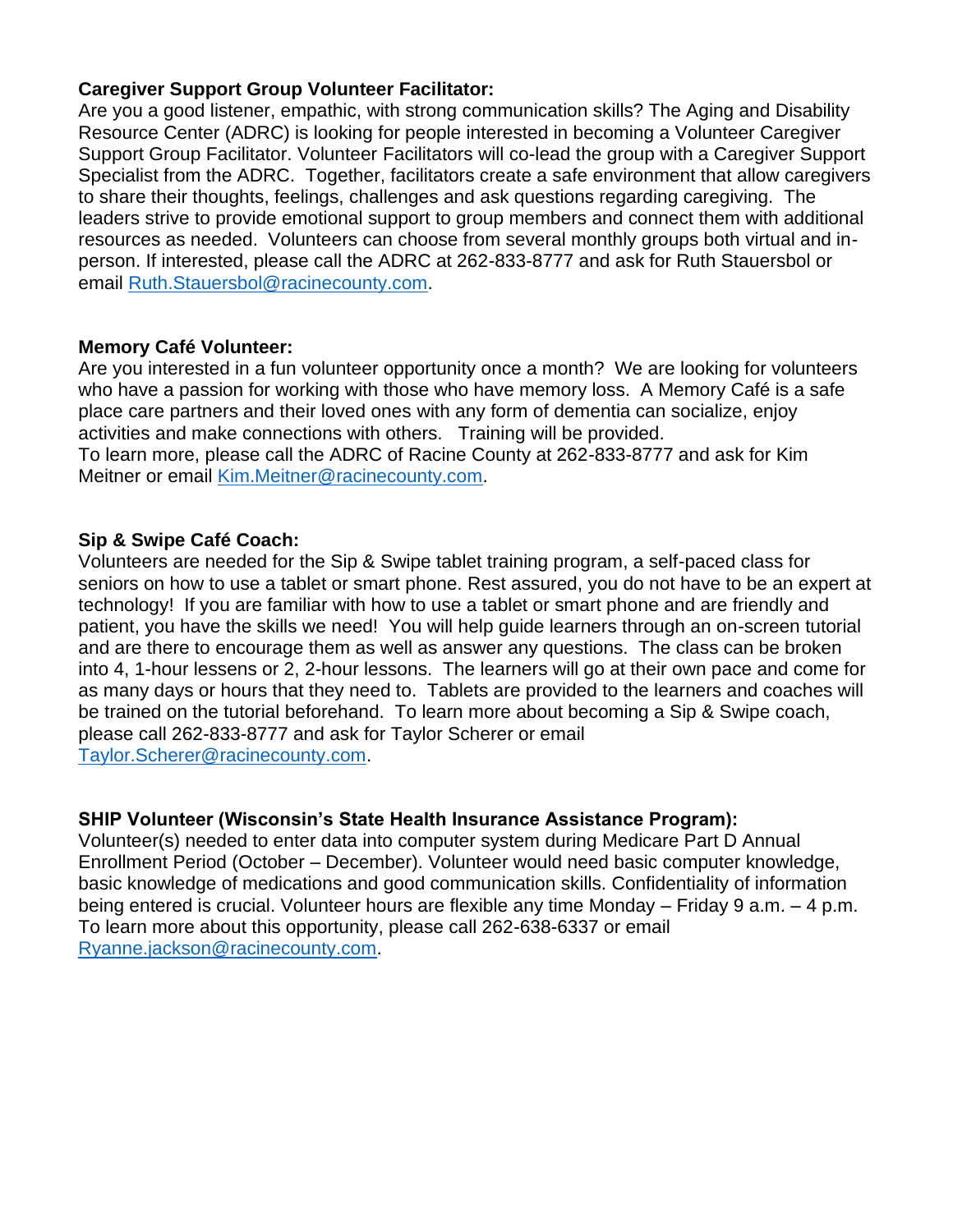**Caregiver Support Group Volunteer Facilitator:**
Are you a good listener, empathic, with strong communication skills? The Aging and Disability Resource Center (ADRC) is looking for people interested in becoming a Volunteer Caregiver Support Group Facilitator. Volunteer Facilitators will co-lead the group with a Caregiver Support Specialist from the ADRC. Together, facilitators create a safe environment that allow caregivers to share their thoughts, feelings, challenges and ask questions regarding caregiving. The leaders strive to provide emotional support to group members and connect them with additional resources as needed. Volunteers can choose from several monthly groups both virtual and in-person. If interested, please call the ADRC at 262-833-8777 and ask for Ruth Stauersbol or email Ruth.Stauersbol@racinecounty.com.

**Memory Café Volunteer:**
Are you interested in a fun volunteer opportunity once a month? We are looking for volunteers who have a passion for working with those who have memory loss. A Memory Café is a safe place care partners and their loved ones with any form of dementia can socialize, enjoy activities and make connections with others. Training will be provided.
To learn more, please call the ADRC of Racine County at 262-833-8777 and ask for Kim Meitner or email Kim.Meitner@racinecounty.com.

**Sip & Swipe Café Coach:**
Volunteers are needed for the Sip & Swipe tablet training program, a self-paced class for seniors on how to use a tablet or smart phone. Rest assured, you do not have to be an expert at technology! If you are familiar with how to use a tablet or smart phone and are friendly and patient, you have the skills we need! You will help guide learners through an on-screen tutorial and are there to encourage them as well as answer any questions. The class can be broken into 4, 1-hour lessens or 2, 2-hour lessons. The learners will go at their own pace and come for as many days or hours that they need to. Tablets are provided to the learners and coaches will be trained on the tutorial beforehand. To learn more about becoming a Sip & Swipe coach, please call 262-833-8777 and ask for Taylor Scherer or email Taylor.Scherer@racinecounty.com.

**SHIP Volunteer (Wisconsin's State Health Insurance Assistance Program):**
Volunteer(s) needed to enter data into computer system during Medicare Part D Annual Enrollment Period (October – December). Volunteer would need basic computer knowledge, basic knowledge of medications and good communication skills. Confidentiality of information being entered is crucial. Volunteer hours are flexible any time Monday – Friday 9 a.m. – 4 p.m. To learn more about this opportunity, please call 262-638-6337 or email Ryanne.jackson@racinecounty.com.